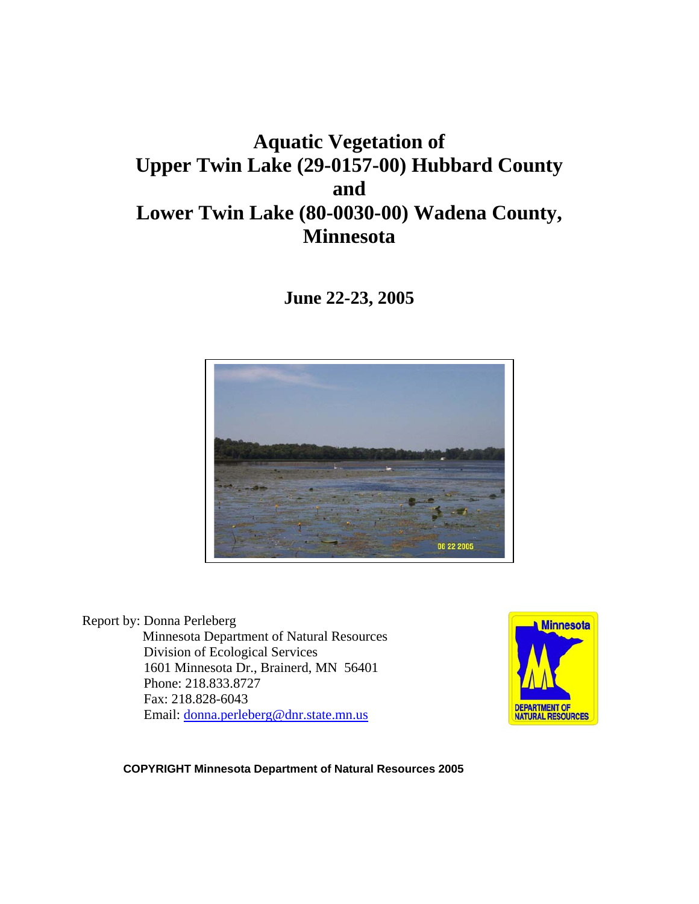# Aquatic Vegetation of Upper Twin Lake (29-0157-00) Hubbard County and Lower Twin Lake (80-0030-00) Wadena County, Minnesota

**June 22-23, 2005**

Report by: Donna Perleberg
Minnesota Department of Natural Resources
Division of Ecological Services
1601 Minnesota Dr., Brainerd, MN 56401
Phone: 218.833.8727
Fax: 218.828-6043
Email: donna.perleberg@dnr.state.mn.us

**COPYRIGHT Minnesota Department of Natural Resources 2005**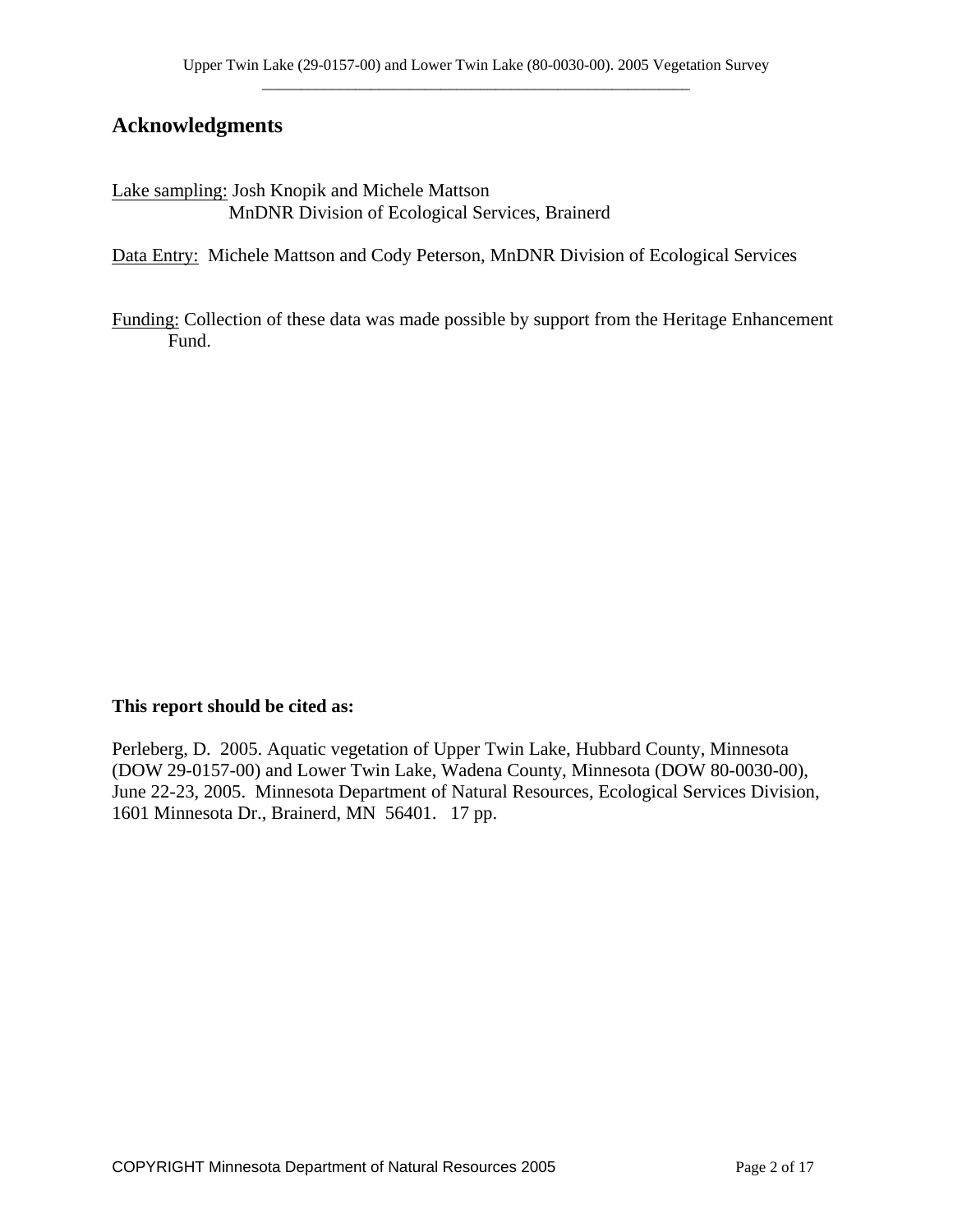## Acknowledgments

Lake sampling: Josh Knopik and Michele Mattson
MnDNR Division of Ecological Services, Brainerd

Data Entry: Michele Mattson and Cody Peterson, MnDNR Division of Ecological Services

Funding: Collection of these data was made possible by support from the Heritage Enhancement Fund.

**This report should be cited as:**

Perleberg, D. 2005. Aquatic vegetation of Upper Twin Lake, Hubbard County, Minnesota (DOW 29-0157-00) and Lower Twin Lake, Wadena County, Minnesota (DOW 80-0030-00), June 22-23, 2005. Minnesota Department of Natural Resources, Ecological Services Division, 1601 Minnesota Dr., Brainerd, MN 56401. 17 pp.

COPYRIGHT Minnesota Department of Natural Resources 2005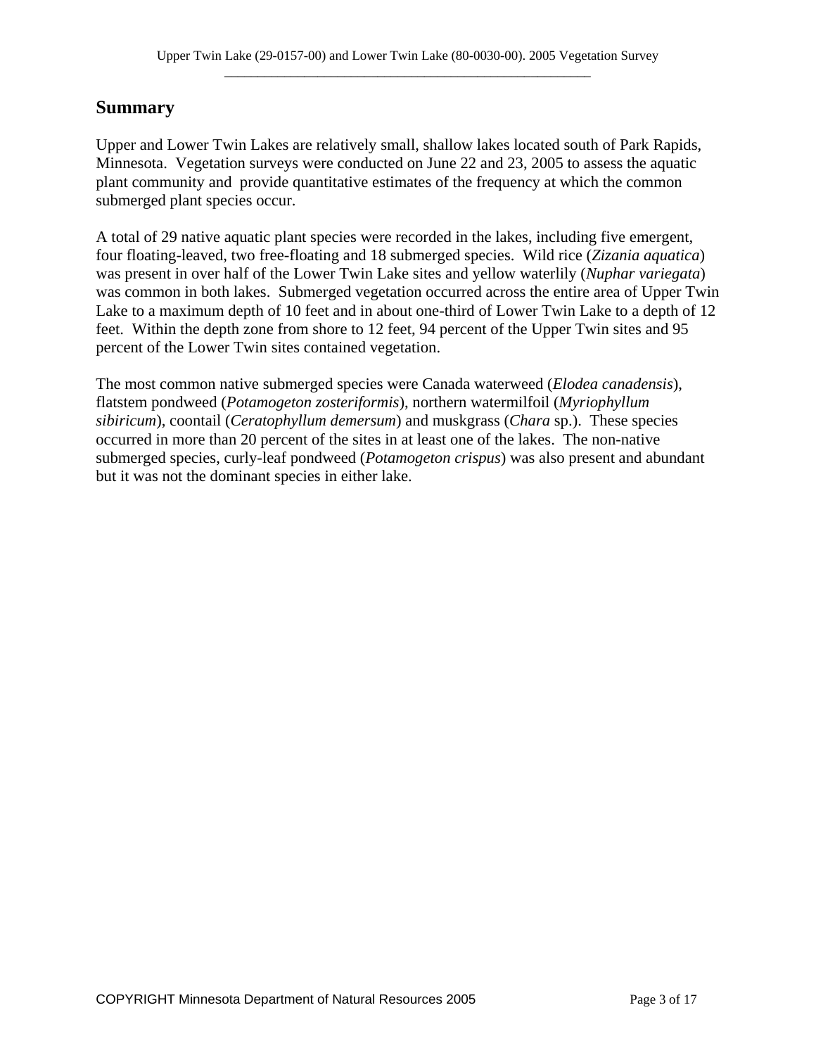## Summary

Upper and Lower Twin Lakes are relatively small, shallow lakes located south of Park Rapids, Minnesota. Vegetation surveys were conducted on June 22 and 23, 2005 to assess the aquatic plant community and provide quantitative estimates of the frequency at which the common submerged plant species occur.

A total of 29 native aquatic plant species were recorded in the lakes, including five emergent, four floating-leaved, two free-floating and 18 submerged species. Wild rice (*Zizania aquatica*) was present in over half of the Lower Twin Lake sites and yellow waterlily (*Nuphar variegata*) was common in both lakes. Submerged vegetation occurred across the entire area of Upper Twin Lake to a maximum depth of 10 feet and in about one-third of Lower Twin Lake to a depth of 12 feet. Within the depth zone from shore to 12 feet, 94 percent of the Upper Twin sites and 95 percent of the Lower Twin sites contained vegetation.

The most common native submerged species were Canada waterweed (*Elodea canadensis*), flatstem pondweed (*Potamogeton zosteriformis*), northern watermilfoil (*Myriophyllum sibiricum*), coontail (*Ceratophyllum demersum*) and muskgrass (*Chara* sp.). These species occurred in more than 20 percent of the sites in at least one of the lakes. The non-native submerged species, curly-leaf pondweed (*Potamogeton crispus*) was also present and abundant but it was not the dominant species in either lake.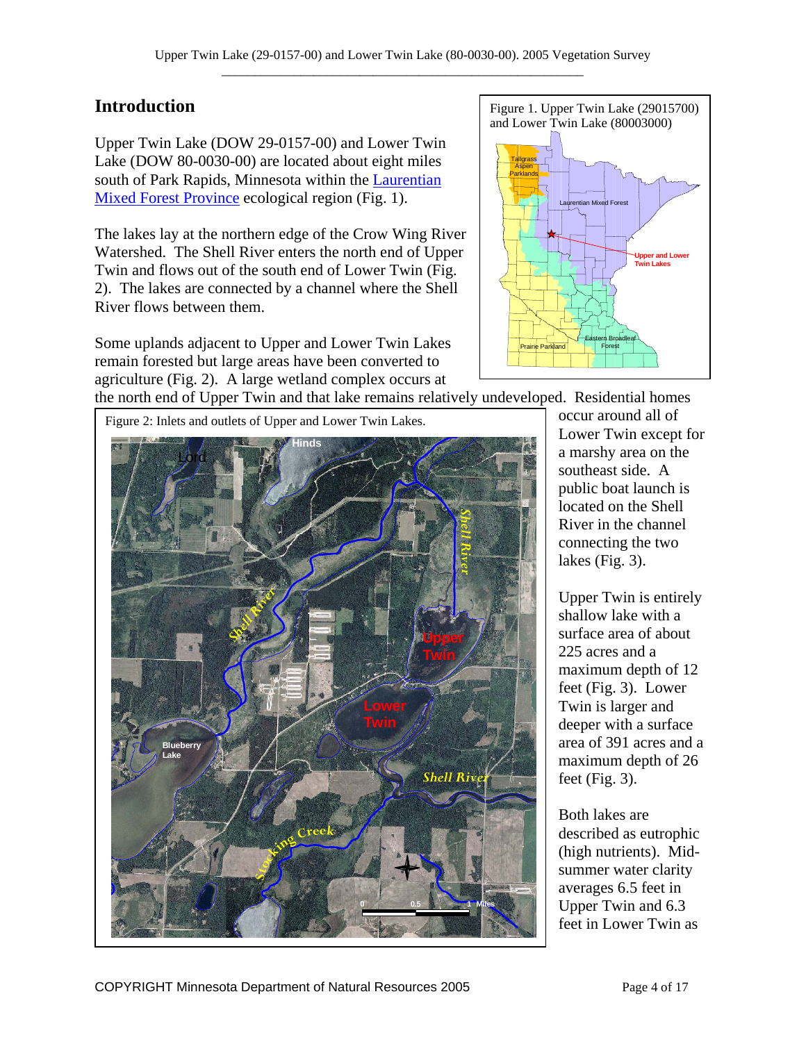## Introduction

Upper Twin Lake (DOW 29-0157-00) and Lower Twin Lake (DOW 80-0030-00) are located about eight miles south of Park Rapids, Minnesota within the [Laurentian Mixed Forest Province] ecological region (Fig. 1).

Figure 1. Upper Twin Lake (29015700) and Lower Twin Lake (80003000)

The lakes lay at the northern edge of the Crow Wing River Watershed. The Shell River enters the north end of Upper Twin and flows out of the south end of Lower Twin (Fig. 2). The lakes are connected by a channel where the Shell River flows between them.

Some uplands adjacent to Upper and Lower Twin Lakes remain forested but large areas have been converted to agriculture (Fig. 2). A large wetland complex occurs at the north end of Upper Twin and that lake remains relatively undeveloped. Residential homes occur around all of Lower Twin except for a marshy area on the southeast side. A public boat launch is located on the Shell River in the channel connecting the two lakes (Fig. 3).

Figure 2: Inlets and outlets of Upper and Lower Twin Lakes.

Upper Twin is entirely shallow lake with a surface area of about 225 acres and a maximum depth of 12 feet (Fig. 3). Lower Twin is larger and deeper with a surface area of 391 acres and a maximum depth of 26 feet (Fig. 3).

Both lakes are described as eutrophic (high nutrients). Mid-summer water clarity averages 6.5 feet in Upper Twin and 6.3 feet in Lower Twin as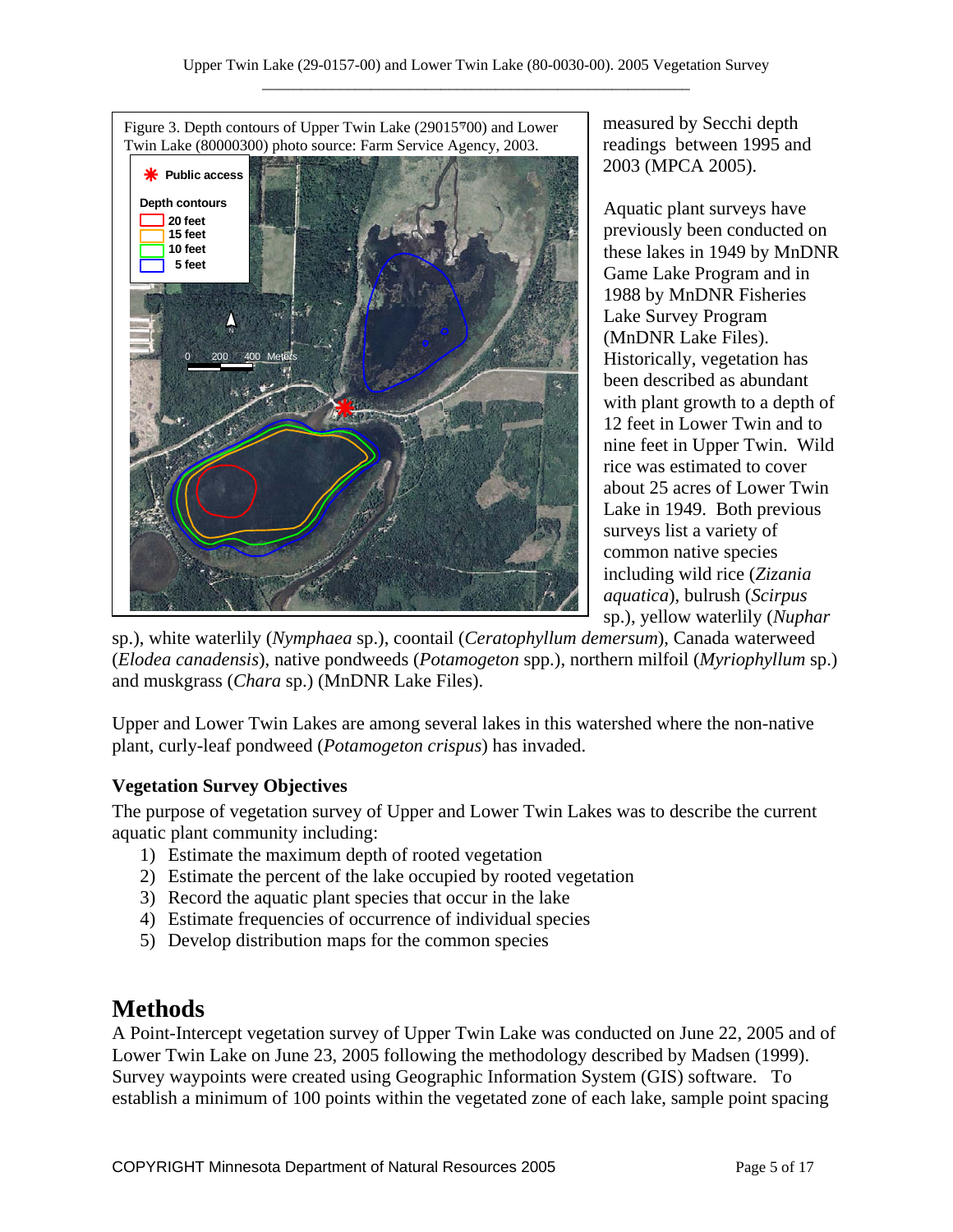Figure 3. Depth contours of Upper Twin Lake (29015700) and Lower Twin Lake (80000300) photo source: Farm Service Agency, 2003.

measured by Secchi depth readings between 1995 and 2003 (MPCA 2005).

Aquatic plant surveys have previously been conducted on these lakes in 1949 by MnDNR Game Lake Program and in 1988 by MnDNR Fisheries Lake Survey Program (MnDNR Lake Files). Historically, vegetation has been described as abundant with plant growth to a depth of 12 feet in Lower Twin and to nine feet in Upper Twin. Wild rice was estimated to cover about 25 acres of Lower Twin Lake in 1949. Both previous surveys list a variety of common native species including wild rice (*Zizania aquatica*), bulrush (*Scirpus* sp.), yellow waterlily (*Nuphar* sp.), white waterlily (*Nymphaea* sp.), coontail (*Ceratophyllum demersum*), Canada waterweed (*Elodea canadensis*), native pondweeds (*Potamogeton* spp.), northern milfoil (*Myriophyllum* sp.) and muskgrass (*Chara* sp.) (MnDNR Lake Files).

Upper and Lower Twin Lakes are among several lakes in this watershed where the non-native plant, curly-leaf pondweed (*Potamogeton crispus*) has invaded.

**Vegetation Survey Objectives**

The purpose of vegetation survey of Upper and Lower Twin Lakes was to describe the current aquatic plant community including:

1) Estimate the maximum depth of rooted vegetation
2) Estimate the percent of the lake occupied by rooted vegetation
3) Record the aquatic plant species that occur in the lake
4) Estimate frequencies of occurrence of individual species
5) Develop distribution maps for the common species

# Methods

A Point-Intercept vegetation survey of Upper Twin Lake was conducted on June 22, 2005 and of Lower Twin Lake on June 23, 2005 following the methodology described by Madsen (1999). Survey waypoints were created using Geographic Information System (GIS) software. To establish a minimum of 100 points within the vegetated zone of each lake, sample point spacing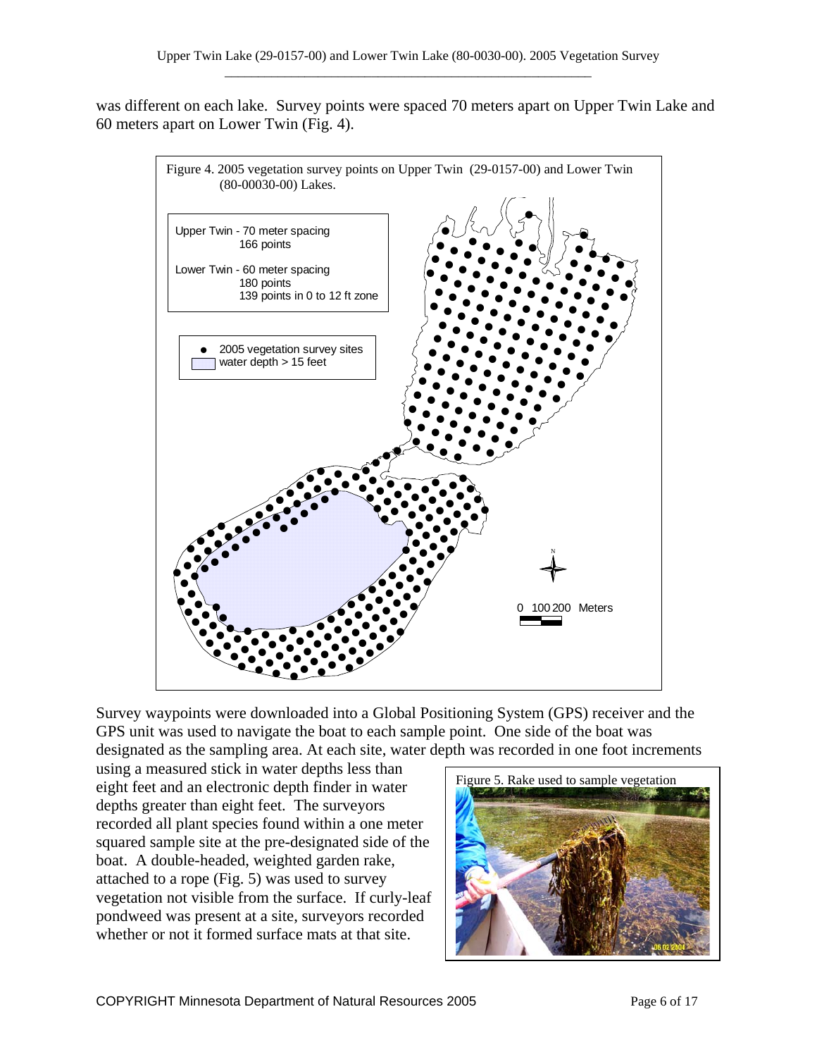was different on each lake. Survey points were spaced 70 meters apart on Upper Twin Lake and 60 meters apart on Lower Twin (Fig. 4).

Figure 4. 2005 vegetation survey points on Upper Twin (29-0157-00) and Lower Twin (80-00030-00) Lakes.

Upper Twin - 70 meter spacing
166 points

Lower Twin - 60 meter spacing
180 points
139 points in 0 to 12 ft zone

● 2005 vegetation survey sites
water depth > 15 feet

Survey waypoints were downloaded into a Global Positioning System (GPS) receiver and the GPS unit was used to navigate the boat to each sample point. One side of the boat was designated as the sampling area. At each site, water depth was recorded in one foot increments using a measured stick in water depths less than eight feet and an electronic depth finder in water depths greater than eight feet. The surveyors recorded all plant species found within a one meter squared sample site at the pre-designated side of the boat. A double-headed, weighted garden rake, attached to a rope (Fig. 5) was used to survey vegetation not visible from the surface. If curly-leaf pondweed was present at a site, surveyors recorded whether or not it formed surface mats at that site.

Figure 5. Rake used to sample vegetation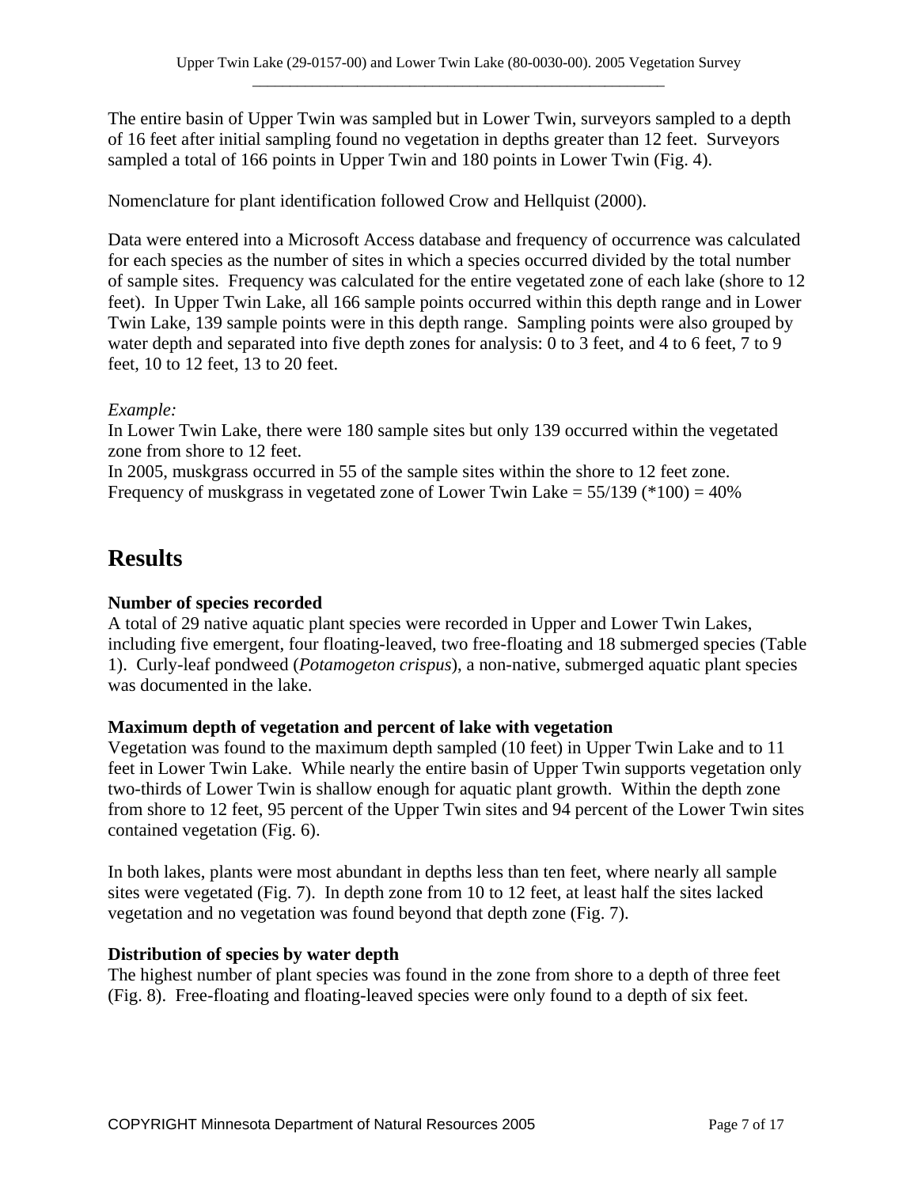The entire basin of Upper Twin was sampled but in Lower Twin, surveyors sampled to a depth of 16 feet after initial sampling found no vegetation in depths greater than 12 feet. Surveyors sampled a total of 166 points in Upper Twin and 180 points in Lower Twin (Fig. 4).

Nomenclature for plant identification followed Crow and Hellquist (2000).

Data were entered into a Microsoft Access database and frequency of occurrence was calculated for each species as the number of sites in which a species occurred divided by the total number of sample sites. Frequency was calculated for the entire vegetated zone of each lake (shore to 12 feet). In Upper Twin Lake, all 166 sample points occurred within this depth range and in Lower Twin Lake, 139 sample points were in this depth range. Sampling points were also grouped by water depth and separated into five depth zones for analysis: 0 to 3 feet, and 4 to 6 feet, 7 to 9 feet, 10 to 12 feet, 13 to 20 feet.

*Example:*
In Lower Twin Lake, there were 180 sample sites but only 139 occurred within the vegetated zone from shore to 12 feet.
In 2005, muskgrass occurred in 55 of the sample sites within the shore to 12 feet zone.
Frequency of muskgrass in vegetated zone of Lower Twin Lake = 55/139 (*100) = 40%

# Results

**Number of species recorded**
A total of 29 native aquatic plant species were recorded in Upper and Lower Twin Lakes, including five emergent, four floating-leaved, two free-floating and 18 submerged species (Table 1). Curly-leaf pondweed (*Potamogeton crispus*), a non-native, submerged aquatic plant species was documented in the lake.

**Maximum depth of vegetation and percent of lake with vegetation**
Vegetation was found to the maximum depth sampled (10 feet) in Upper Twin Lake and to 11 feet in Lower Twin Lake. While nearly the entire basin of Upper Twin supports vegetation only two-thirds of Lower Twin is shallow enough for aquatic plant growth. Within the depth zone from shore to 12 feet, 95 percent of the Upper Twin sites and 94 percent of the Lower Twin sites contained vegetation (Fig. 6).

In both lakes, plants were most abundant in depths less than ten feet, where nearly all sample sites were vegetated (Fig. 7). In depth zone from 10 to 12 feet, at least half the sites lacked vegetation and no vegetation was found beyond that depth zone (Fig. 7).

**Distribution of species by water depth**
The highest number of plant species was found in the zone from shore to a depth of three feet (Fig. 8). Free-floating and floating-leaved species were only found to a depth of six feet.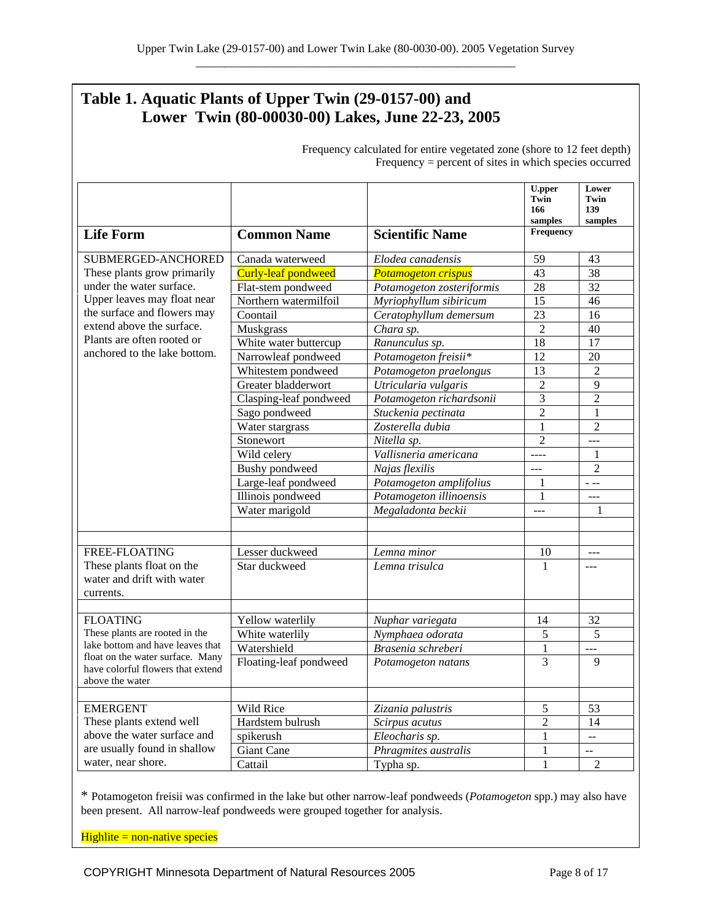## Table 1. Aquatic Plants of Upper Twin (29-0157-00) and Lower Twin (80-00030-00) Lakes, June 22-23, 2005

Frequency calculated for entire vegetated zone (shore to 12 feet depth)
Frequency = percent of sites in which species occurred

| Life Form | Common Name | Scientific Name | U.pper Twin 166 samples | Lower Twin 139 samples |
|---|---|---|---|---|
| | | | Frequency | |
| SUBMERGED-ANCHORED These plants grow primarily under the water surface. Upper leaves may float near the surface and flowers may extend above the surface. Plants are often rooted or anchored to the lake bottom. | Canada waterweed | *Elodea canadensis* | 59 | 43 |
| | Curly-leaf pondweed | *Potamogeton crispus* | 43 | 38 |
| | Flat-stem pondweed | *Potamogeton zosteriformis* | 28 | 32 |
| | Northern watermilfoil | *Myriophyllum sibiricum* | 15 | 46 |
| | Coontail | *Ceratophyllum demersum* | 23 | 16 |
| | Muskgrass | *Chara sp.* | 2 | 40 |
| | White water buttercup | *Ranunculus sp.* | 18 | 17 |
| | Narrowleaf pondweed | *Potamogeton freisii** | 12 | 20 |
| | Whitestem pondweed | *Potamogeton praelongus* | 13 | 2 |
| | Greater bladderwort | *Utricularia vulgaris* | 2 | 9 |
| | Clasping-leaf pondweed | *Potamogeton richardsonii* | 3 | 2 |
| | Sago pondweed | *Stuckenia pectinata* | 2 | 1 |
| | Water stargrass | *Zosterella dubia* | 1 | 2 |
| | Stonewort | *Nitella sp.* | 2 | --- |
| | Wild celery | *Vallisneria americana* | ---- | 1 |
| | Bushy pondweed | *Najas flexilis* | --- | 2 |
| | Large-leaf pondweed | *Potamogeton amplifolius* | 1 | - -- |
| | Illinois pondweed | *Potamogeton illinoensis* | 1 | --- |
| | Water marigold | *Megaladonta beckii* | --- | 1 |
| FREE-FLOATING These plants float on the water and drift with water currents. | Lesser duckweed | *Lemna minor* | 10 | --- |
| | Star duckweed | *Lemna trisulca* | 1 | --- |
| FLOATING These plants are rooted in the lake bottom and have leaves that float on the water surface. Many have colorful flowers that extend above the water | Yellow waterlily | *Nuphar variegata* | 14 | 32 |
| | White waterlily | *Nymphaea odorata* | 5 | 5 |
| | Watershield | *Brasenia schreberi* | 1 | --- |
| | Floating-leaf pondweed | *Potamogeton natans* | 3 | 9 |
| EMERGENT These plants extend well above the water surface and are usually found in shallow water, near shore. | Wild Rice | *Zizania palustris* | 5 | 53 |
| | Hardstem bulrush | *Scirpus acutus* | 2 | 14 |
| | spikerush | *Eleocharis sp.* | 1 | -- |
| | Giant Cane | *Phragmites australis* | 1 | -- |
| | Cattail | Typha sp. | 1 | 2 |

* Potamogeton freisii was confirmed in the lake but other narrow-leaf pondweeds (*Potamogeton* spp.) may also have been present. All narrow-leaf pondweeds were grouped together for analysis.

Highlite = non-native species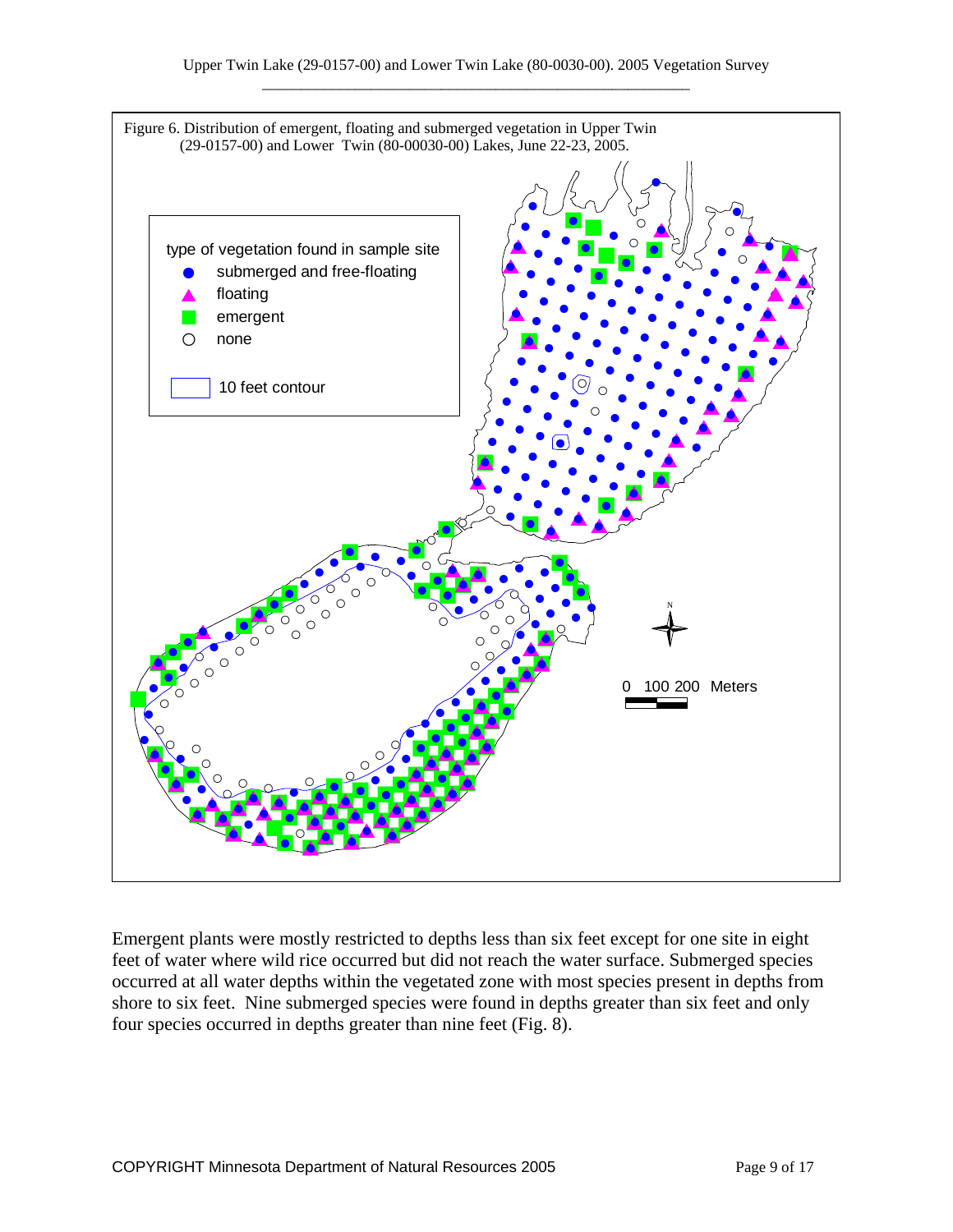Figure 6. Distribution of emergent, floating and submerged vegetation in Upper Twin (29-0157-00) and Lower Twin (80-00030-00) Lakes, June 22-23, 2005.

Emergent plants were mostly restricted to depths less than six feet except for one site in eight feet of water where wild rice occurred but did not reach the water surface. Submerged species occurred at all water depths within the vegetated zone with most species present in depths from shore to six feet. Nine submerged species were found in depths greater than six feet and only four species occurred in depths greater than nine feet (Fig. 8).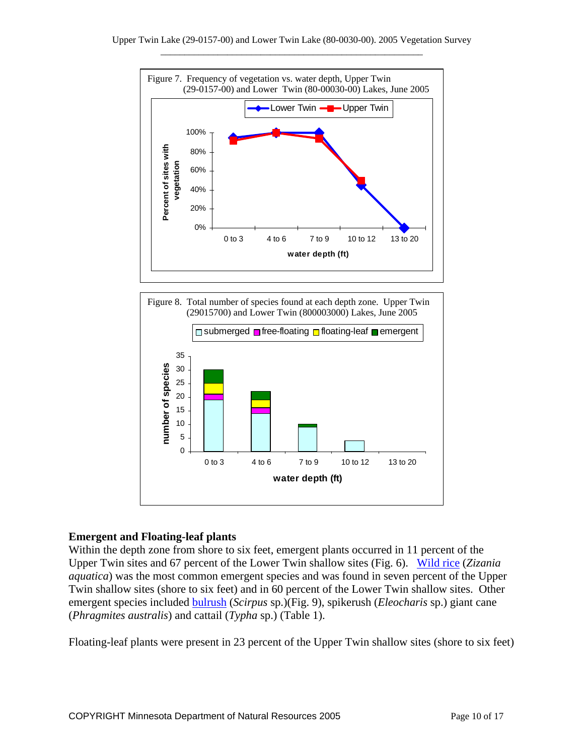Figure 7. Frequency of vegetation vs. water depth, Upper Twin (29-0157-00) and Lower Twin (80-00030-00) Lakes, June 2005

Figure 8. Total number of species found at each depth zone. Upper Twin (29015700) and Lower Twin (800003000) Lakes, June 2005

## Emergent and Floating-leaf plants

Within the depth zone from shore to six feet, emergent plants occurred in 11 percent of the Upper Twin sites and 67 percent of the Lower Twin shallow sites (Fig. 6). Wild rice (*Zizania aquatica*) was the most common emergent species and was found in seven percent of the Upper Twin shallow sites (shore to six feet) and in 60 percent of the Lower Twin shallow sites. Other emergent species included bulrush (*Scirpus* sp.)(Fig. 9), spikerush (*Eleocharis* sp.) giant cane (*Phragmites australis*) and cattail (*Typha* sp.) (Table 1).

Floating-leaf plants were present in 23 percent of the Upper Twin shallow sites (shore to six feet)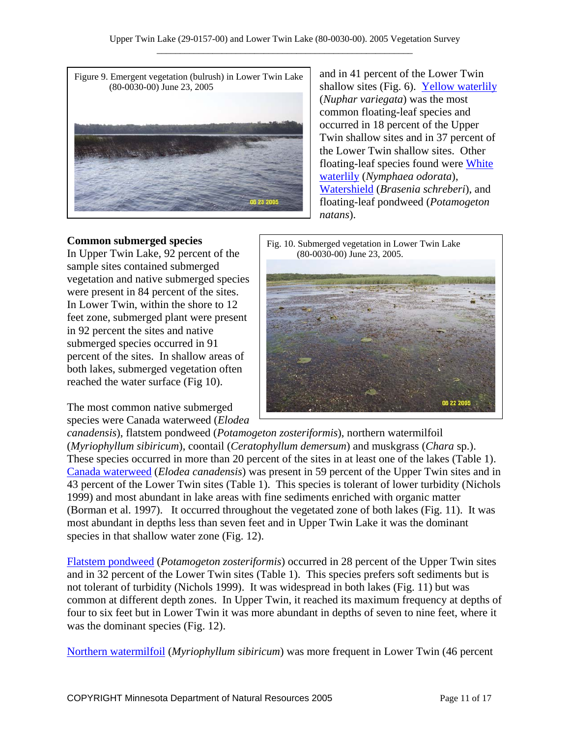Figure 9. Emergent vegetation (bulrush) in Lower Twin Lake (80-0030-00) June 23, 2005

and in 41 percent of the Lower Twin shallow sites (Fig. 6). Yellow waterlily (*Nuphar variegata*) was the most common floating-leaf species and occurred in 18 percent of the Upper Twin shallow sites and in 37 percent of the Lower Twin shallow sites. Other floating-leaf species found were White waterlily (*Nymphaea odorata*), Watershield (*Brasenia schreberi*), and floating-leaf pondweed (*Potamogeton natans*).

**Common submerged species**

In Upper Twin Lake, 92 percent of the sample sites contained submerged vegetation and native submerged species were present in 84 percent of the sites. In Lower Twin, within the shore to 12 feet zone, submerged plant were present in 92 percent the sites and native submerged species occurred in 91 percent of the sites. In shallow areas of both lakes, submerged vegetation often reached the water surface (Fig 10).

Fig. 10. Submerged vegetation in Lower Twin Lake (80-0030-00) June 23, 2005.

The most common native submerged species were Canada waterweed (*Elodea canadensis*), flatstem pondweed (*Potamogeton zosteriformis*), northern watermilfoil (*Myriophyllum sibiricum*), coontail (*Ceratophyllum demersum*) and muskgrass (*Chara* sp.). These species occurred in more than 20 percent of the sites in at least one of the lakes (Table 1). Canada waterweed (*Elodea canadensis*) was present in 59 percent of the Upper Twin sites and in 43 percent of the Lower Twin sites (Table 1). This species is tolerant of lower turbidity (Nichols 1999) and most abundant in lake areas with fine sediments enriched with organic matter (Borman et al. 1997). It occurred throughout the vegetated zone of both lakes (Fig. 11). It was most abundant in depths less than seven feet and in Upper Twin Lake it was the dominant species in that shallow water zone (Fig. 12).

Flatstem pondweed (*Potamogeton zosteriformis*) occurred in 28 percent of the Upper Twin sites and in 32 percent of the Lower Twin sites (Table 1). This species prefers soft sediments but is not tolerant of turbidity (Nichols 1999). It was widespread in both lakes (Fig. 11) but was common at different depth zones. In Upper Twin, it reached its maximum frequency at depths of four to six feet but in Lower Twin it was more abundant in depths of seven to nine feet, where it was the dominant species (Fig. 12).

Northern watermilfoil (*Myriophyllum sibiricum*) was more frequent in Lower Twin (46 percent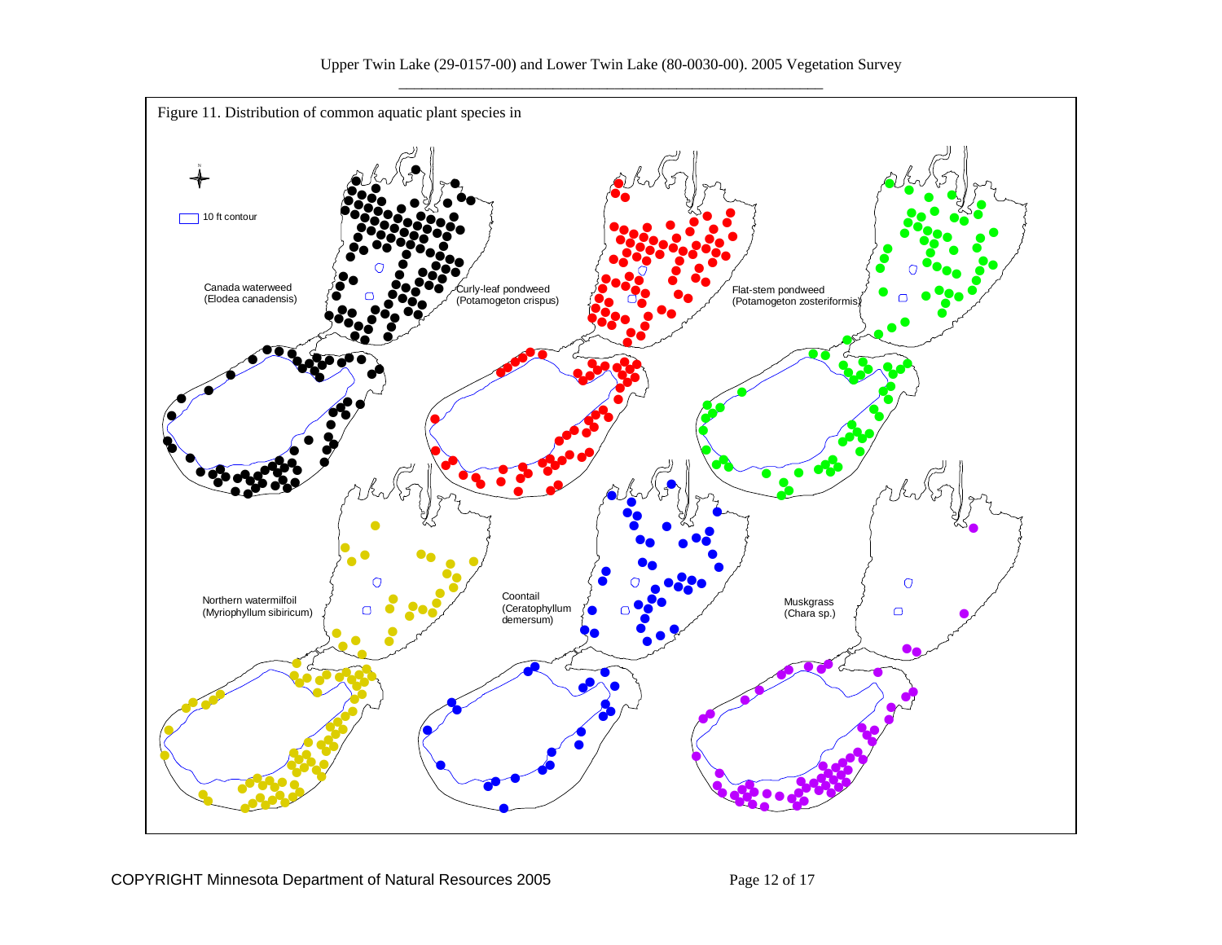Figure 11. Distribution of common aquatic plant species in

10 ft contour

Canada waterweed (Elodea canadensis)

Curly-leaf pondweed (Potamogeton crispus)

Flat-stem pondweed (Potamogeton zosteriformis)

Northern watermilfoil (Myriophyllum sibiricum)

Coontail (Ceratophyllum demersum)

Muskgrass (Chara sp.)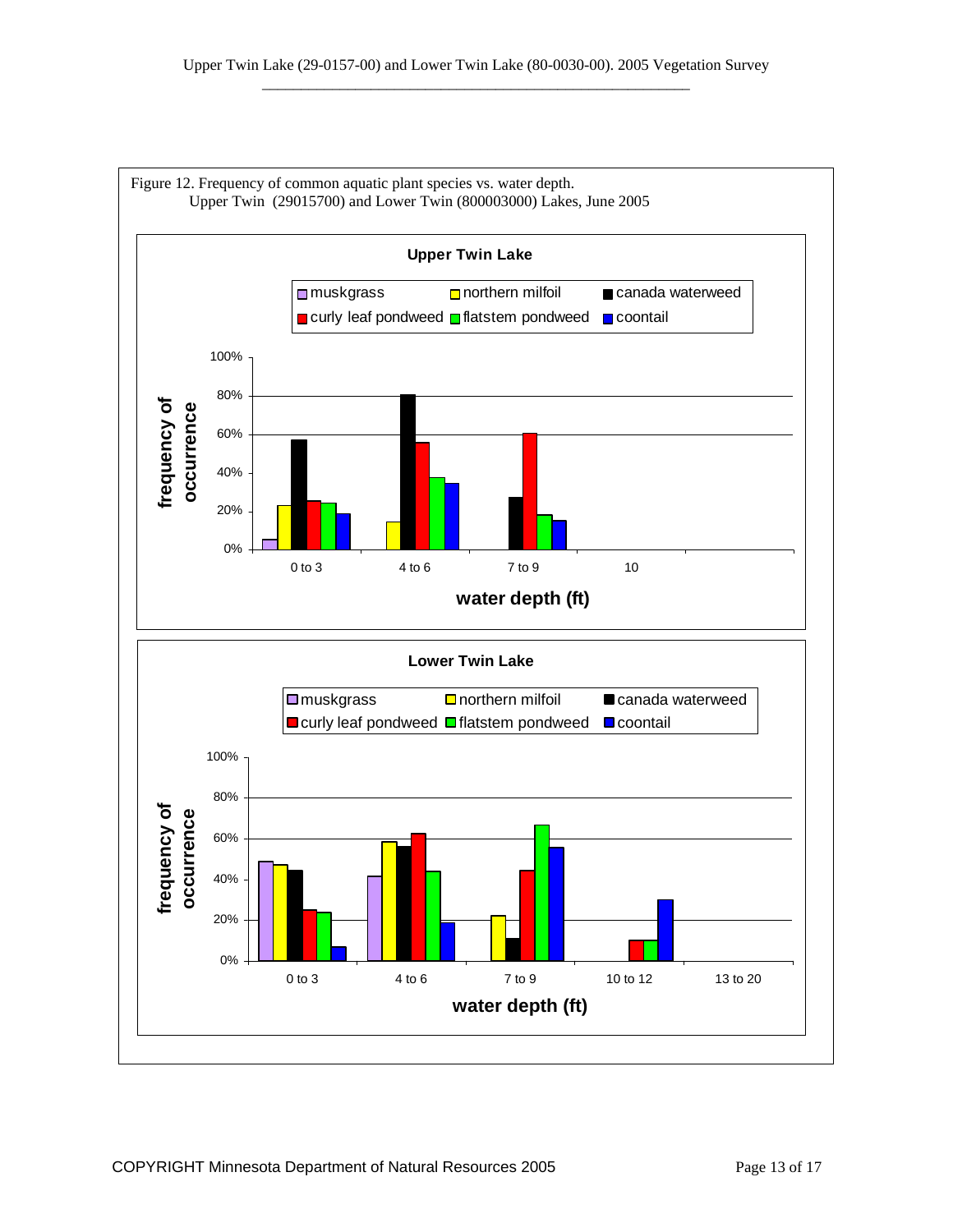Figure 12. Frequency of common aquatic plant species vs. water depth.
Upper Twin (29015700) and Lower Twin (800003000) Lakes, June 2005

**Upper Twin Lake**

Legend: muskgrass, northern milfoil, canada waterweed, curly leaf pondweed, flatstem pondweed, coontail

frequency of occurrence: 0%, 20%, 40%, 60%, 80%, 100%

water depth (ft): 0 to 3, 4 to 6, 7 to 9, 10

**Lower Twin Lake**

Legend: muskgrass, northern milfoil, canada waterweed, curly leaf pondweed, flatstem pondweed, coontail

frequency of occurrence: 0%, 20%, 40%, 60%, 80%, 100%

water depth (ft): 0 to 3, 4 to 6, 7 to 9, 10 to 12, 13 to 20

COPYRIGHT Minnesota Department of Natural Resources 2005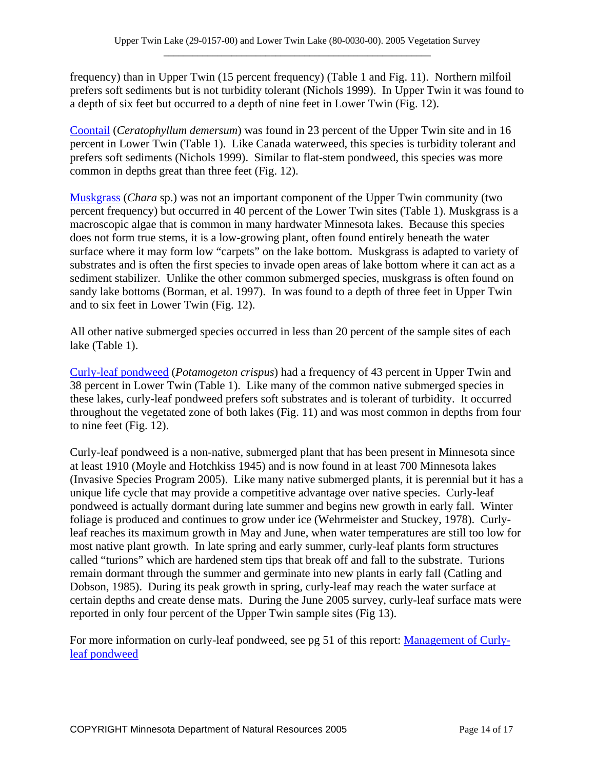frequency) than in Upper Twin (15 percent frequency) (Table 1 and Fig. 11). Northern milfoil prefers soft sediments but is not turbidity tolerant (Nichols 1999). In Upper Twin it was found to a depth of six feet but occurred to a depth of nine feet in Lower Twin (Fig. 12).

Coontail (*Ceratophyllum demersum*) was found in 23 percent of the Upper Twin site and in 16 percent in Lower Twin (Table 1). Like Canada waterweed, this species is turbidity tolerant and prefers soft sediments (Nichols 1999). Similar to flat-stem pondweed, this species was more common in depths great than three feet (Fig. 12).

Muskgrass (*Chara* sp.) was not an important component of the Upper Twin community (two percent frequency) but occurred in 40 percent of the Lower Twin sites (Table 1). Muskgrass is a macroscopic algae that is common in many hardwater Minnesota lakes. Because this species does not form true stems, it is a low-growing plant, often found entirely beneath the water surface where it may form low "carpets" on the lake bottom. Muskgrass is adapted to variety of substrates and is often the first species to invade open areas of lake bottom where it can act as a sediment stabilizer. Unlike the other common submerged species, muskgrass is often found on sandy lake bottoms (Borman, et al. 1997). In was found to a depth of three feet in Upper Twin and to six feet in Lower Twin (Fig. 12).

All other native submerged species occurred in less than 20 percent of the sample sites of each lake (Table 1).

Curly-leaf pondweed (*Potamogeton crispus*) had a frequency of 43 percent in Upper Twin and 38 percent in Lower Twin (Table 1). Like many of the common native submerged species in these lakes, curly-leaf pondweed prefers soft substrates and is tolerant of turbidity. It occurred throughout the vegetated zone of both lakes (Fig. 11) and was most common in depths from four to nine feet (Fig. 12).

Curly-leaf pondweed is a non-native, submerged plant that has been present in Minnesota since at least 1910 (Moyle and Hotchkiss 1945) and is now found in at least 700 Minnesota lakes (Invasive Species Program 2005). Like many native submerged plants, it is perennial but it has a unique life cycle that may provide a competitive advantage over native species. Curly-leaf pondweed is actually dormant during late summer and begins new growth in early fall. Winter foliage is produced and continues to grow under ice (Wehrmeister and Stuckey, 1978). Curly-leaf reaches its maximum growth in May and June, when water temperatures are still too low for most native plant growth. In late spring and early summer, curly-leaf plants form structures called "turions" which are hardened stem tips that break off and fall to the substrate. Turions remain dormant through the summer and germinate into new plants in early fall (Catling and Dobson, 1985). During its peak growth in spring, curly-leaf may reach the water surface at certain depths and create dense mats. During the June 2005 survey, curly-leaf surface mats were reported in only four percent of the Upper Twin sample sites (Fig 13).

For more information on curly-leaf pondweed, see pg 51 of this report: Management of Curly-leaf pondweed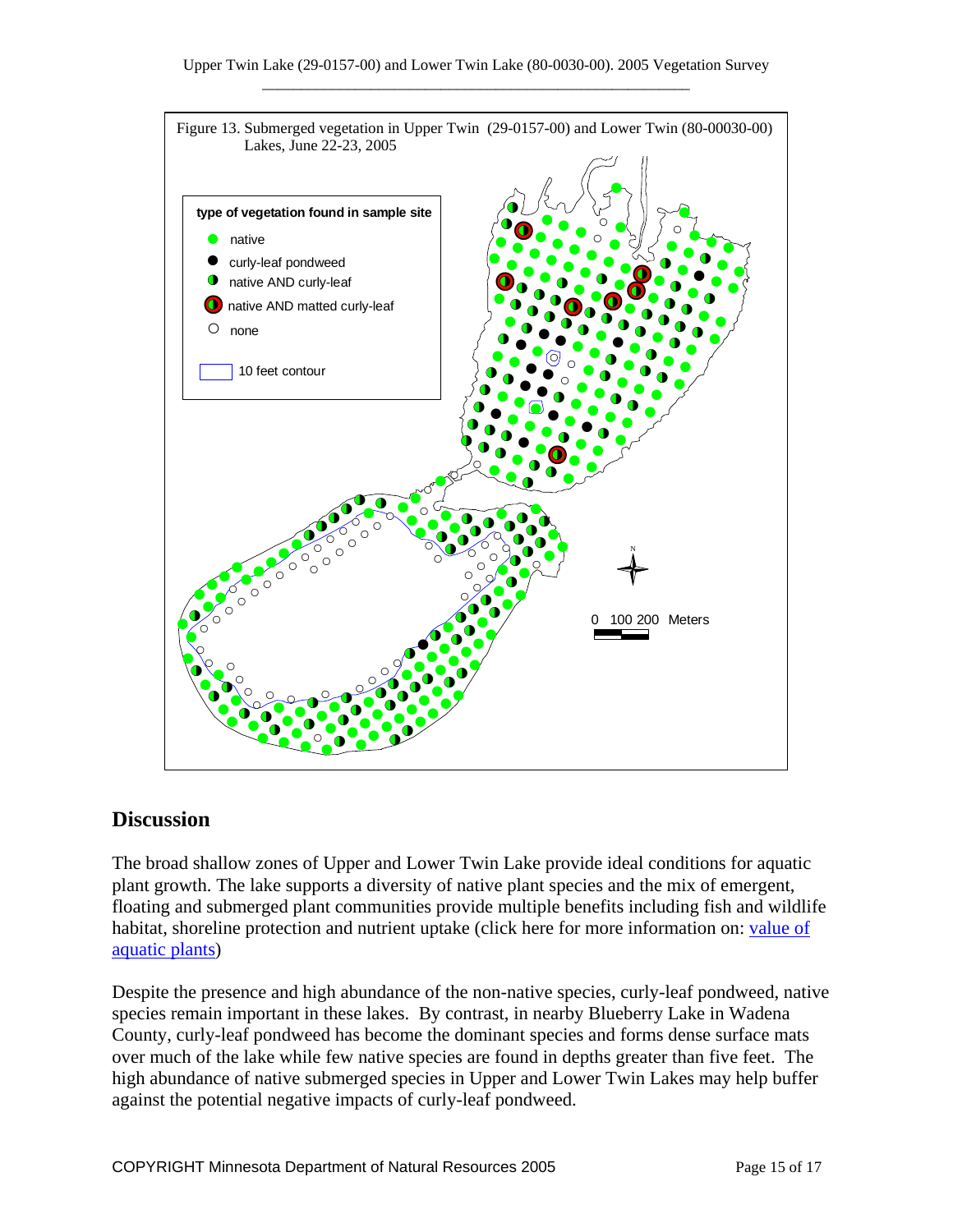Figure 13. Submerged vegetation in Upper Twin (29-0157-00) and Lower Twin (80-00030-00) Lakes, June 22-23, 2005

type of vegetation found in sample site

- native
- curly-leaf pondweed
- native AND curly-leaf
- native AND matted curly-leaf
- none

10 feet contour

0 100 200 Meters

## Discussion

The broad shallow zones of Upper and Lower Twin Lake provide ideal conditions for aquatic plant growth. The lake supports a diversity of native plant species and the mix of emergent, floating and submerged plant communities provide multiple benefits including fish and wildlife habitat, shoreline protection and nutrient uptake (click here for more information on: value of aquatic plants)

Despite the presence and high abundance of the non-native species, curly-leaf pondweed, native species remain important in these lakes. By contrast, in nearby Blueberry Lake in Wadena County, curly-leaf pondweed has become the dominant species and forms dense surface mats over much of the lake while few native species are found in depths greater than five feet. The high abundance of native submerged species in Upper and Lower Twin Lakes may help buffer against the potential negative impacts of curly-leaf pondweed.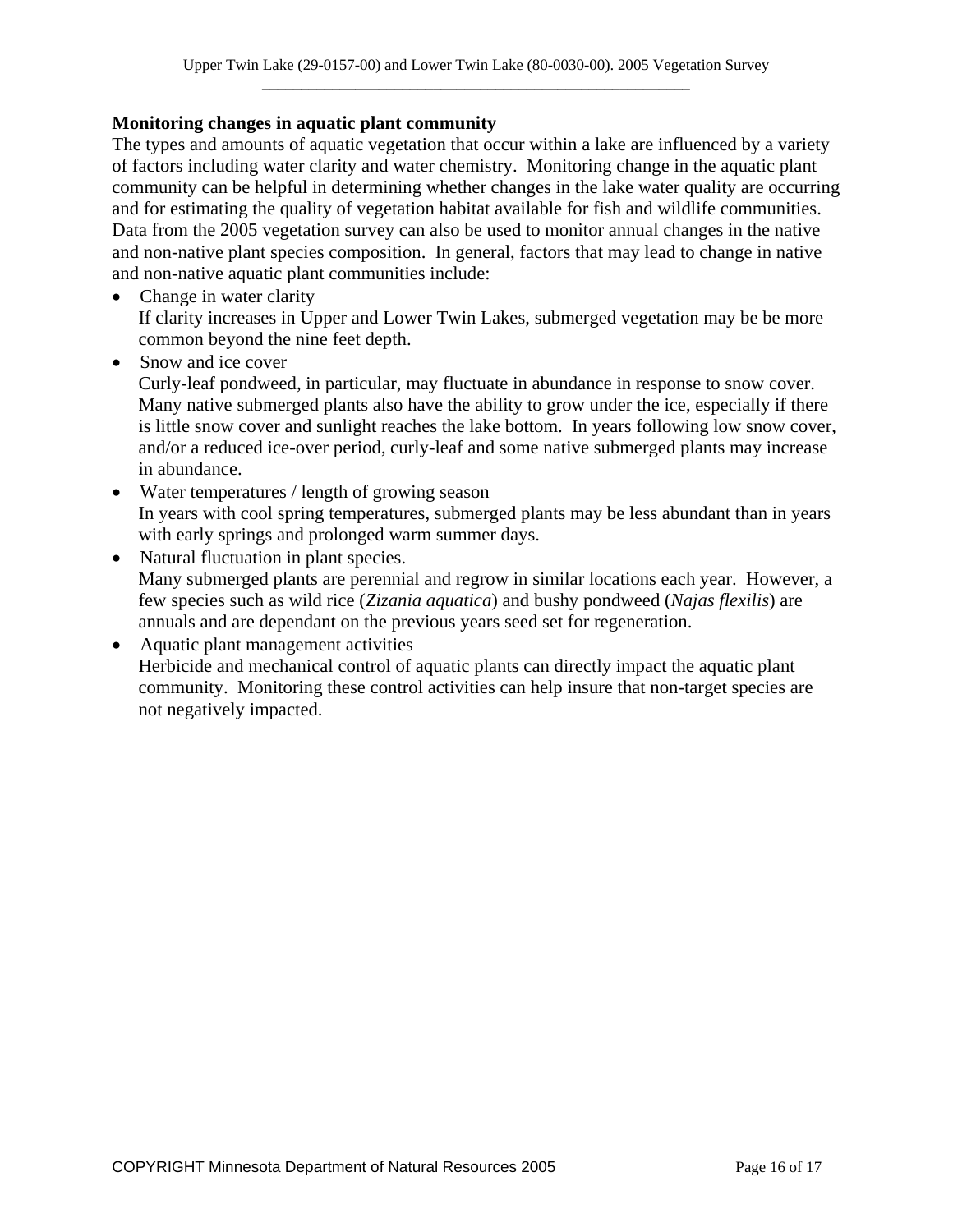**Monitoring changes in aquatic plant community**

The types and amounts of aquatic vegetation that occur within a lake are influenced by a variety of factors including water clarity and water chemistry. Monitoring change in the aquatic plant community can be helpful in determining whether changes in the lake water quality are occurring and for estimating the quality of vegetation habitat available for fish and wildlife communities. Data from the 2005 vegetation survey can also be used to monitor annual changes in the native and non-native plant species composition. In general, factors that may lead to change in native and non-native aquatic plant communities include:

- Change in water clarity
  If clarity increases in Upper and Lower Twin Lakes, submerged vegetation may be be more common beyond the nine feet depth.
- Snow and ice cover
  Curly-leaf pondweed, in particular, may fluctuate in abundance in response to snow cover. Many native submerged plants also have the ability to grow under the ice, especially if there is little snow cover and sunlight reaches the lake bottom. In years following low snow cover, and/or a reduced ice-over period, curly-leaf and some native submerged plants may increase in abundance.
- Water temperatures / length of growing season
  In years with cool spring temperatures, submerged plants may be less abundant than in years with early springs and prolonged warm summer days.
- Natural fluctuation in plant species.
  Many submerged plants are perennial and regrow in similar locations each year. However, a few species such as wild rice (*Zizania aquatica*) and bushy pondweed (*Najas flexilis*) are annuals and are dependant on the previous years seed set for regeneration.
- Aquatic plant management activities
  Herbicide and mechanical control of aquatic plants can directly impact the aquatic plant community. Monitoring these control activities can help insure that non-target species are not negatively impacted.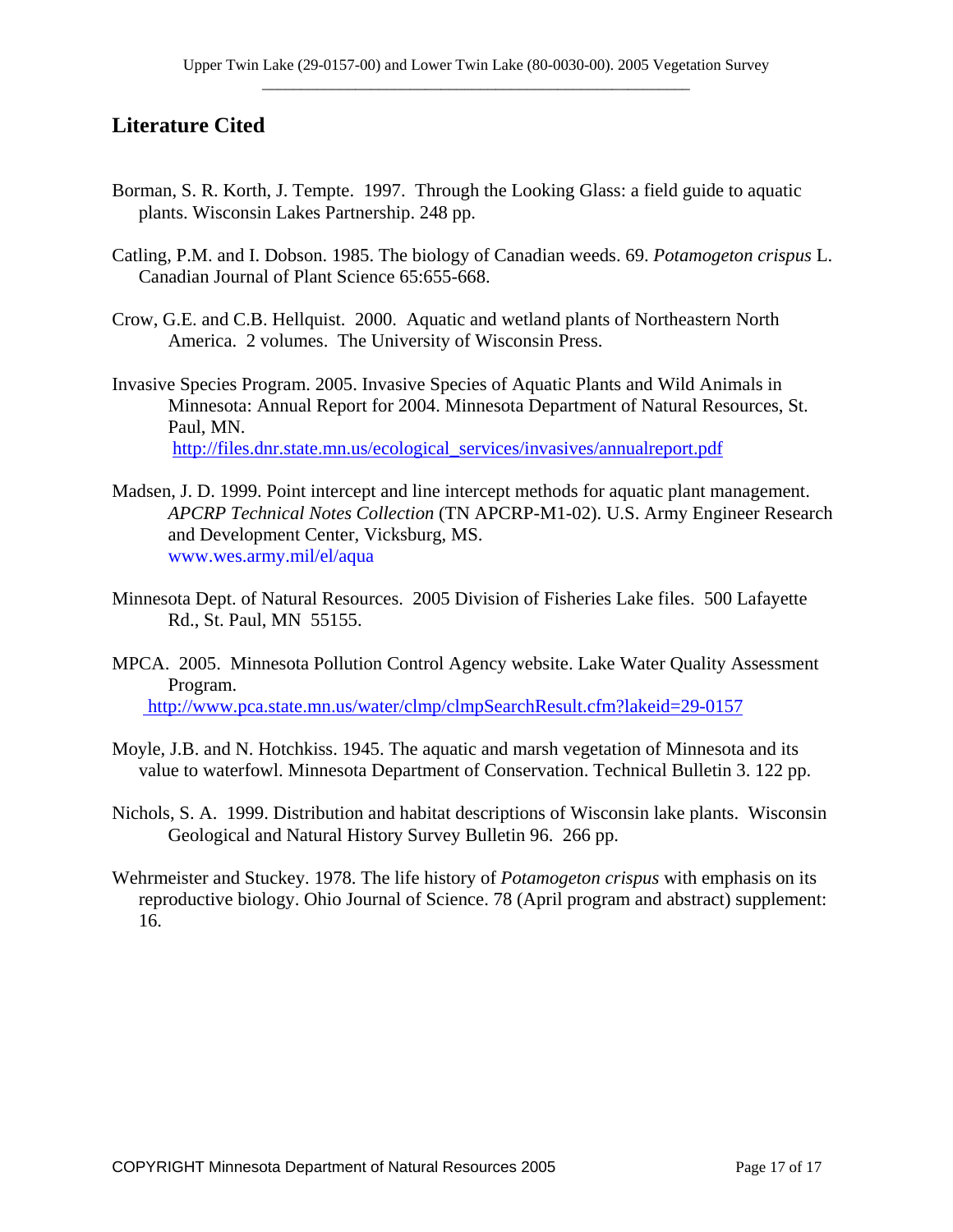## Literature Cited

Borman, S. R. Korth, J. Tempte. 1997. Through the Looking Glass: a field guide to aquatic plants. Wisconsin Lakes Partnership. 248 pp.

Catling, P.M. and I. Dobson. 1985. The biology of Canadian weeds. 69. *Potamogeton crispus* L. Canadian Journal of Plant Science 65:655-668.

Crow, G.E. and C.B. Hellquist. 2000. Aquatic and wetland plants of Northeastern North America. 2 volumes. The University of Wisconsin Press.

Invasive Species Program. 2005. Invasive Species of Aquatic Plants and Wild Animals in Minnesota: Annual Report for 2004. Minnesota Department of Natural Resources, St. Paul, MN. http://files.dnr.state.mn.us/ecological_services/invasives/annualreport.pdf

Madsen, J. D. 1999. Point intercept and line intercept methods for aquatic plant management. *APCRP Technical Notes Collection* (TN APCRP-M1-02). U.S. Army Engineer Research and Development Center, Vicksburg, MS. www.wes.army.mil/el/aqua

Minnesota Dept. of Natural Resources. 2005 Division of Fisheries Lake files. 500 Lafayette Rd., St. Paul, MN 55155.

MPCA. 2005. Minnesota Pollution Control Agency website. Lake Water Quality Assessment Program. http://www.pca.state.mn.us/water/clmp/clmpSearchResult.cfm?lakeid=29-0157

Moyle, J.B. and N. Hotchkiss. 1945. The aquatic and marsh vegetation of Minnesota and its value to waterfowl. Minnesota Department of Conservation. Technical Bulletin 3. 122 pp.

Nichols, S. A. 1999. Distribution and habitat descriptions of Wisconsin lake plants. Wisconsin Geological and Natural History Survey Bulletin 96. 266 pp.

Wehrmeister and Stuckey. 1978. The life history of *Potamogeton crispus* with emphasis on its reproductive biology. Ohio Journal of Science. 78 (April program and abstract) supplement: 16.